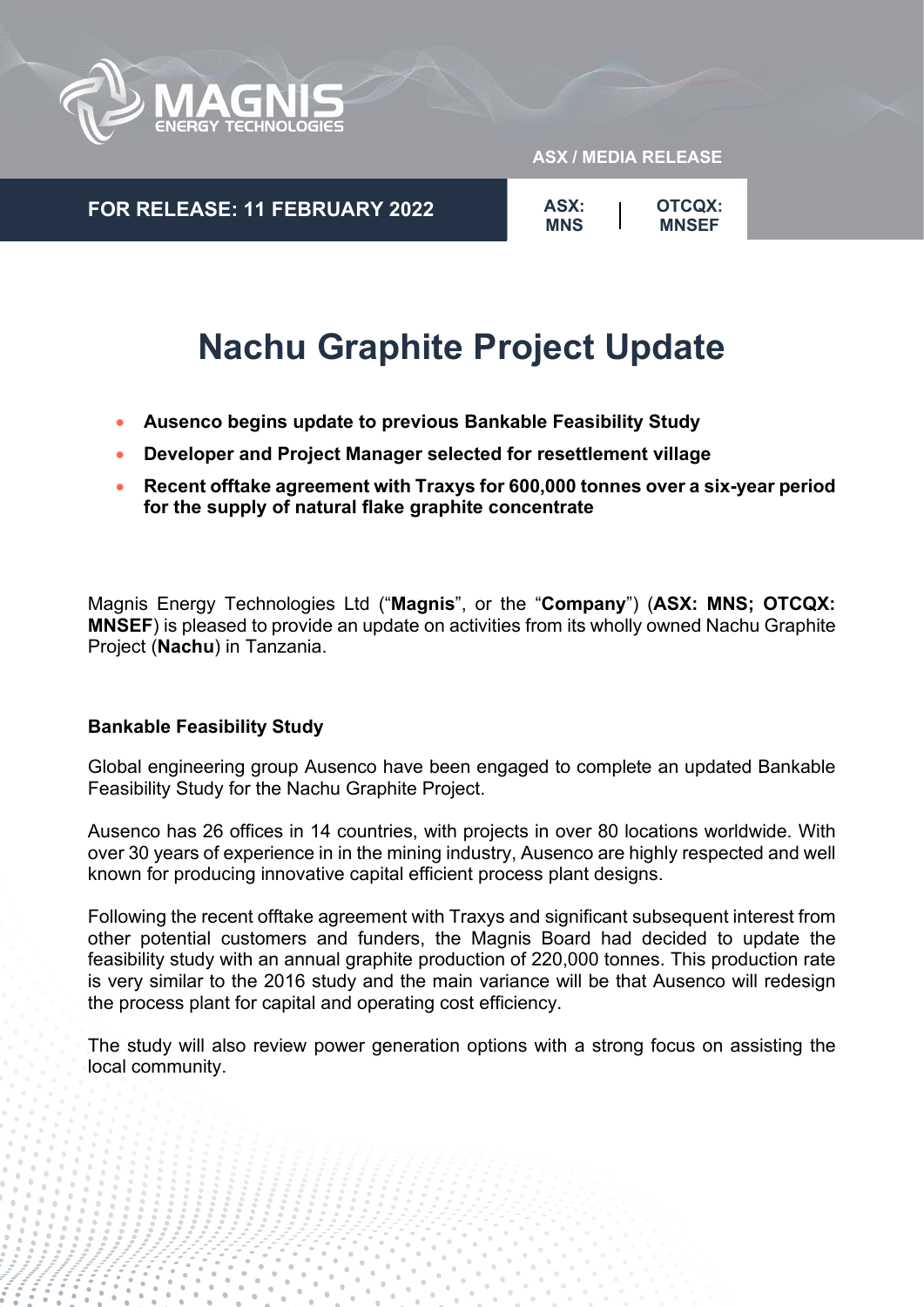ASX / MEDIA RELEASE

**FOR RELEASE: 11 FEBRUARY 2022**

**ASX: MNS** | **OTCQX: MNSEF**

# Nachu Graphite Project Update

- **Ausenco begins update to previous Bankable Feasibility Study**
- **Developer and Project Manager selected for resettlement village**
- **Recent offtake agreement with Traxys for 600,000 tonnes over a six-year period for the supply of natural flake graphite concentrate**

Magnis Energy Technologies Ltd ("**Magnis**", or the "**Company**") (**ASX: MNS; OTCQX: MNSEF**) is pleased to provide an update on activities from its wholly owned Nachu Graphite Project (**Nachu**) in Tanzania.

## Bankable Feasibility Study

Global engineering group Ausenco have been engaged to complete an updated Bankable Feasibility Study for the Nachu Graphite Project.

Ausenco has 26 offices in 14 countries, with projects in over 80 locations worldwide. With over 30 years of experience in in the mining industry, Ausenco are highly respected and well known for producing innovative capital efficient process plant designs.

Following the recent offtake agreement with Traxys and significant subsequent interest from other potential customers and funders, the Magnis Board had decided to update the feasibility study with an annual graphite production of 220,000 tonnes. This production rate is very similar to the 2016 study and the main variance will be that Ausenco will redesign the process plant for capital and operating cost efficiency.

The study will also review power generation options with a strong focus on assisting the local community.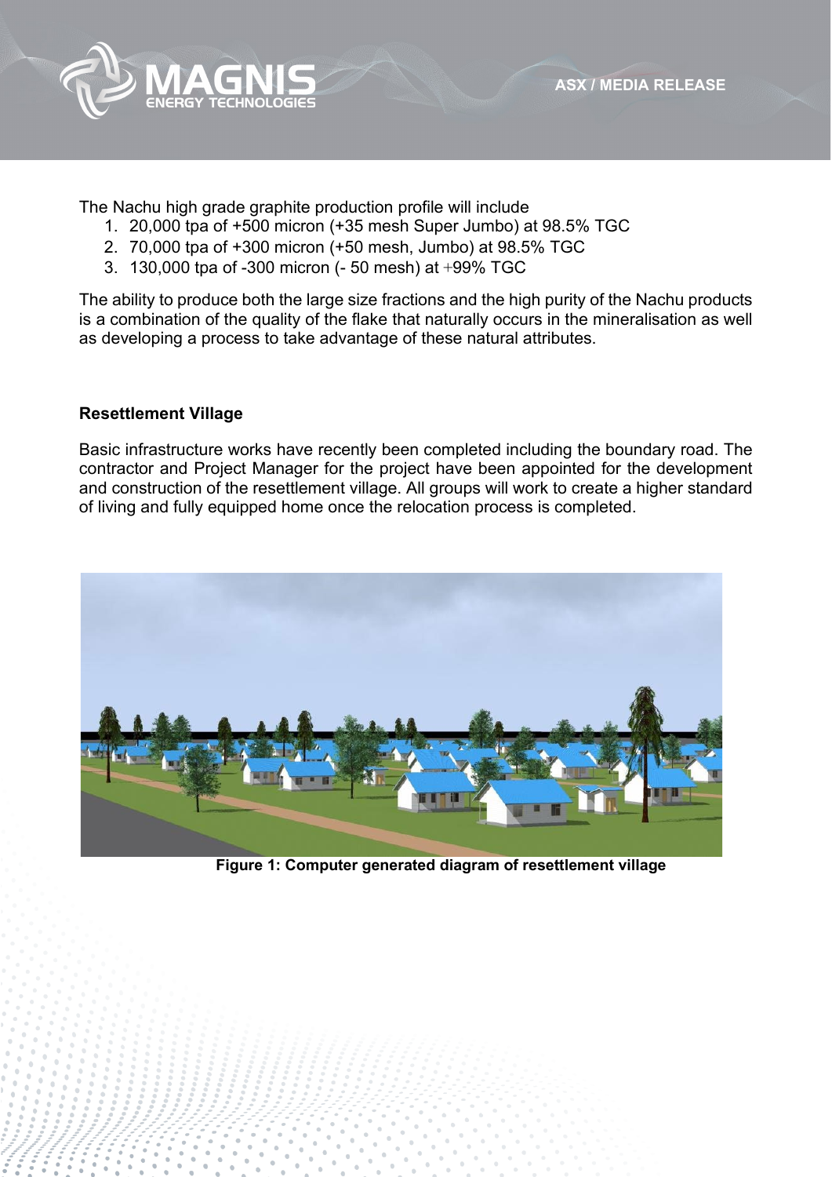The Nachu high grade graphite production profile will include

1. 20,000 tpa of +500 micron (+35 mesh Super Jumbo) at 98.5% TGC
2. 70,000 tpa of +300 micron (+50 mesh, Jumbo) at 98.5% TGC
3. 130,000 tpa of -300 micron (- 50 mesh) at +99% TGC

The ability to produce both the large size fractions and the high purity of the Nachu products is a combination of the quality of the flake that naturally occurs in the mineralisation as well as developing a process to take advantage of these natural attributes.

**Resettlement Village**

Basic infrastructure works have recently been completed including the boundary road. The contractor and Project Manager for the project have been appointed for the development and construction of the resettlement village. All groups will work to create a higher standard of living and fully equipped home once the relocation process is completed.

**Figure 1: Computer generated diagram of resettlement village**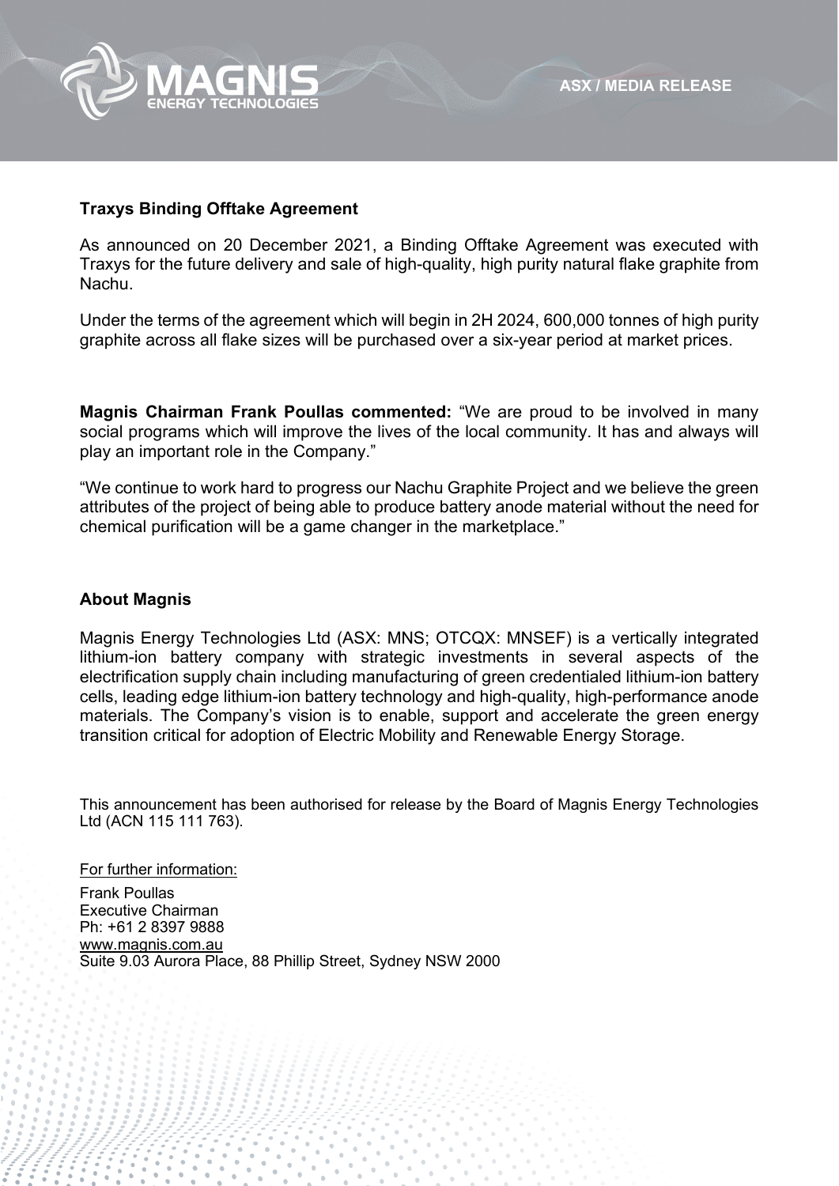**Traxys Binding Offtake Agreement**

As announced on 20 December 2021, a Binding Offtake Agreement was executed with Traxys for the future delivery and sale of high-quality, high purity natural flake graphite from Nachu.

Under the terms of the agreement which will begin in 2H 2024, 600,000 tonnes of high purity graphite across all flake sizes will be purchased over a six-year period at market prices.

**Magnis Chairman Frank Poullas commented:** "We are proud to be involved in many social programs which will improve the lives of the local community. It has and always will play an important role in the Company."

"We continue to work hard to progress our Nachu Graphite Project and we believe the green attributes of the project of being able to produce battery anode material without the need for chemical purification will be a game changer in the marketplace."

**About Magnis**

Magnis Energy Technologies Ltd (ASX: MNS; OTCQX: MNSEF) is a vertically integrated lithium-ion battery company with strategic investments in several aspects of the electrification supply chain including manufacturing of green credentialed lithium-ion battery cells, leading edge lithium-ion battery technology and high-quality, high-performance anode materials. The Company's vision is to enable, support and accelerate the green energy transition critical for adoption of Electric Mobility and Renewable Energy Storage.

This announcement has been authorised for release by the Board of Magnis Energy Technologies Ltd (ACN 115 111 763).

For further information:

Frank Poullas
Executive Chairman
Ph: +61 2 8397 9888
www.magnis.com.au
Suite 9.03 Aurora Place, 88 Phillip Street, Sydney NSW 2000